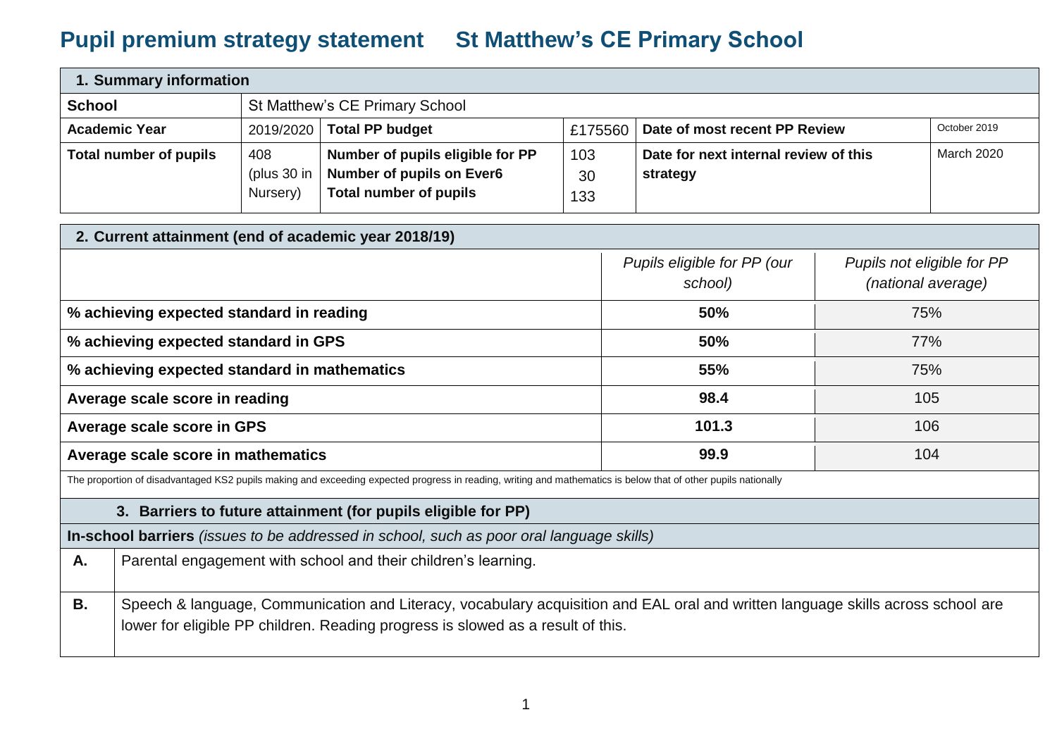# Pupil premium strategy statement St Matthew's CE Primary School

| 1. Summary information | | | | | |
|---|---|---|---|---|---|
| **School** | St Matthew's CE Primary School | | | | |
| **Academic Year** | 2019/2020 | **Total PP budget** | £175560 | **Date of most recent PP Review** | October 2019 |
| **Total number of pupils** | 408 (plus 30 in Nursery) | **Number of pupils eligible for PP**<br>**Number of pupils on Ever6**<br>**Total number of pupils** | 103<br>30<br>133 | **Date for next internal review of this strategy** | March 2020 |

| 2. Current attainment (end of academic year 2018/19) | | |
|---|---|---|
| | *Pupils eligible for PP (our school)* | *Pupils not eligible for PP (national average)* |
| **% achieving expected standard in reading** | **50%** | 75% |
| **% achieving expected standard in GPS** | **50%** | 77% |
| **% achieving expected standard in mathematics** | **55%** | 75% |
| **Average scale score in reading** | **98.4** | 105 |
| **Average scale score in GPS** | **101.3** | 106 |
| **Average scale score in mathematics** | **99.9** | 104 |

The proportion of disadvantaged KS2 pupils making and exceeding expected progress in reading, writing and mathematics is below that of other pupils nationally

| 3. Barriers to future attainment (for pupils eligible for PP) | |
|---|---|
| **In-school barriers** *(issues to be addressed in school, such as poor oral language skills)* | |
| **A.** | Parental engagement with school and their children's learning. |
| **B.** | Speech & language, Communication and Literacy, vocabulary acquisition and EAL oral and written language skills across school are lower for eligible PP children. Reading progress is slowed as a result of this. |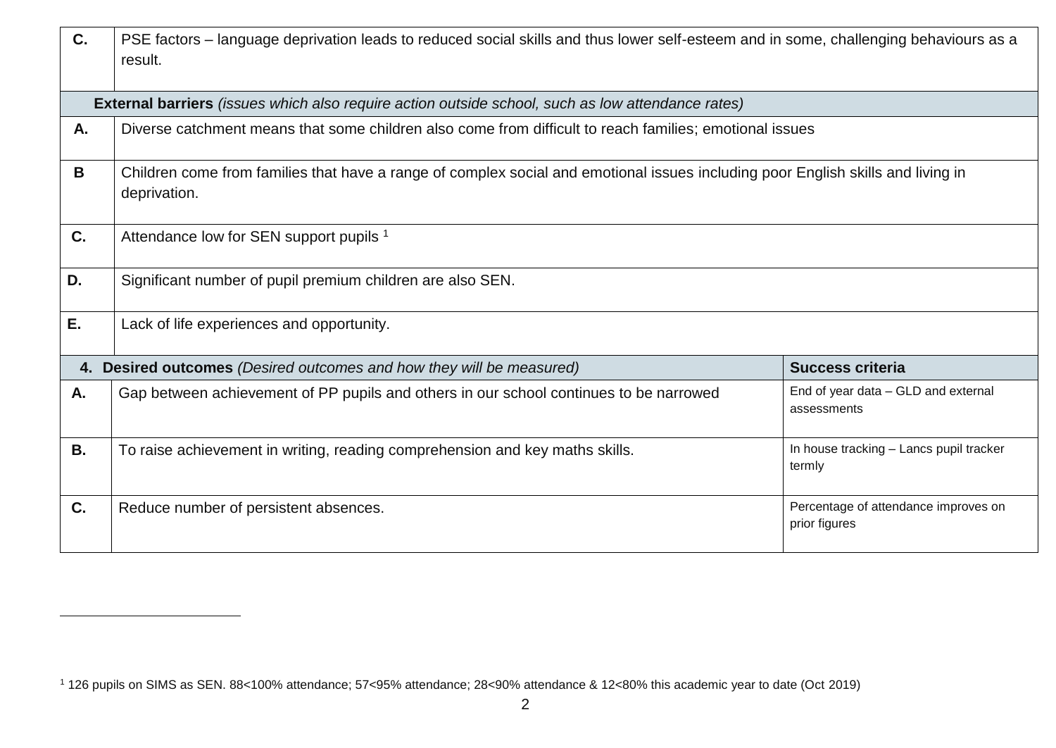| | |
|---|---|
| **C.** | PSE factors – language deprivation leads to reduced social skills and thus lower self-esteem and in some, challenging behaviours as a result. |
| **External barriers** *(issues which also require action outside school, such as low attendance rates)* | |
| **A.** | Diverse catchment means that some children also come from difficult to reach families; emotional issues |
| **B** | Children come from families that have a range of complex social and emotional issues including poor English skills and living in deprivation. |
| **C.** | Attendance low for SEN support pupils [1] |
| **D.** | Significant number of pupil premium children are also SEN. |
| **E.** | Lack of life experiences and opportunity. |

| **4. Desired outcomes** *(Desired outcomes and how they will be measured)* | | **Success criteria** |
|---|---|---|
| **A.** | Gap between achievement of PP pupils and others in our school continues to be narrowed | End of year data – GLD and external assessments |
| **B.** | To raise achievement in writing, reading comprehension and key maths skills. | In house tracking – Lancs pupil tracker termly |
| **C.** | Reduce number of persistent absences. | Percentage of attendance improves on prior figures |

[1] 126 pupils on SIMS as SEN. 88<100% attendance; 57<95% attendance; 28<90% attendance & 12<80% this academic year to date (Oct 2019)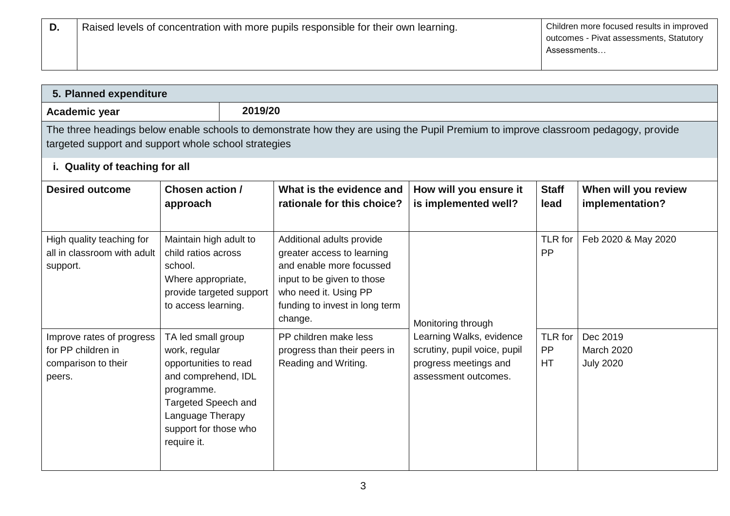| D. | Raised levels of concentration with more pupils responsible for their own learning. | Children more focused results in improved outcomes - Pivat assessments, Statutory Assessments… |
|---|---|---|

## 5. Planned expenditure

| Academic year | 2019/20 |
|---|---|

The three headings below enable schools to demonstrate how they are using the Pupil Premium to improve classroom pedagogy, provide targeted support and support whole school strategies

### i. Quality of teaching for all

| Desired outcome | Chosen action / approach | What is the evidence and rationale for this choice? | How will you ensure it is implemented well? | Staff lead | When will you review implementation? |
|---|---|---|---|---|---|
| High quality teaching for all in classroom with adult support. | Maintain high adult to child ratios across school. Where appropriate, provide targeted support to access learning. | Additional adults provide greater access to learning and enable more focussed input to be given to those who need it. Using PP funding to invest in long term change. | Monitoring through Learning Walks, evidence scrutiny, pupil voice, pupil progress meetings and assessment outcomes. | TLR for PP | Feb 2020 & May 2020 |
| Improve rates of progress for PP children in comparison to their peers. | TA led small group work, regular opportunities to read and comprehend, IDL programme. Targeted Speech and Language Therapy support for those who require it. | PP children make less progress than their peers in Reading and Writing. | | TLR for PP HT | Dec 2019 March 2020 July 2020 |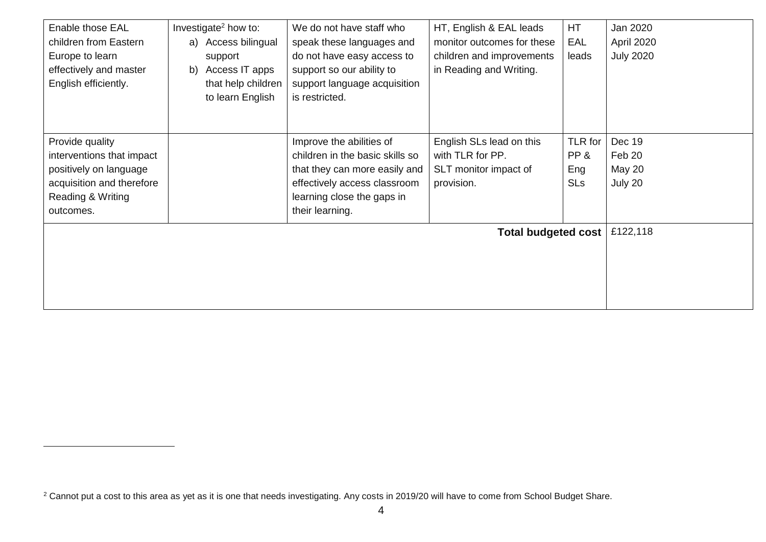| | | | | | |
|---|---|---|---|---|---|
| Enable those EAL children from Eastern Europe to learn effectively and master English efficiently. | Investigate[2] how to: a) Access bilingual support b) Access IT apps that help children to learn English | We do not have staff who speak these languages and do not have easy access to support so our ability to support language acquisition is restricted. | HT, English & EAL leads monitor outcomes for these children and improvements in Reading and Writing. | HT EAL leads | Jan 2020 April 2020 July 2020 |
| Provide quality interventions that impact positively on language acquisition and therefore Reading & Writing outcomes. | | Improve the abilities of children in the basic skills so that they can more easily and effectively access classroom learning close the gaps in their learning. | English SLs lead on this with TLR for PP. SLT monitor impact of provision. | TLR for PP & Eng SLs | Dec 19 Feb 20 May 20 July 20 |
| | | | | **Total budgeted cost** | £122,118 |

[2] Cannot put a cost to this area as yet as it is one that needs investigating. Any costs in 2019/20 will have to come from School Budget Share.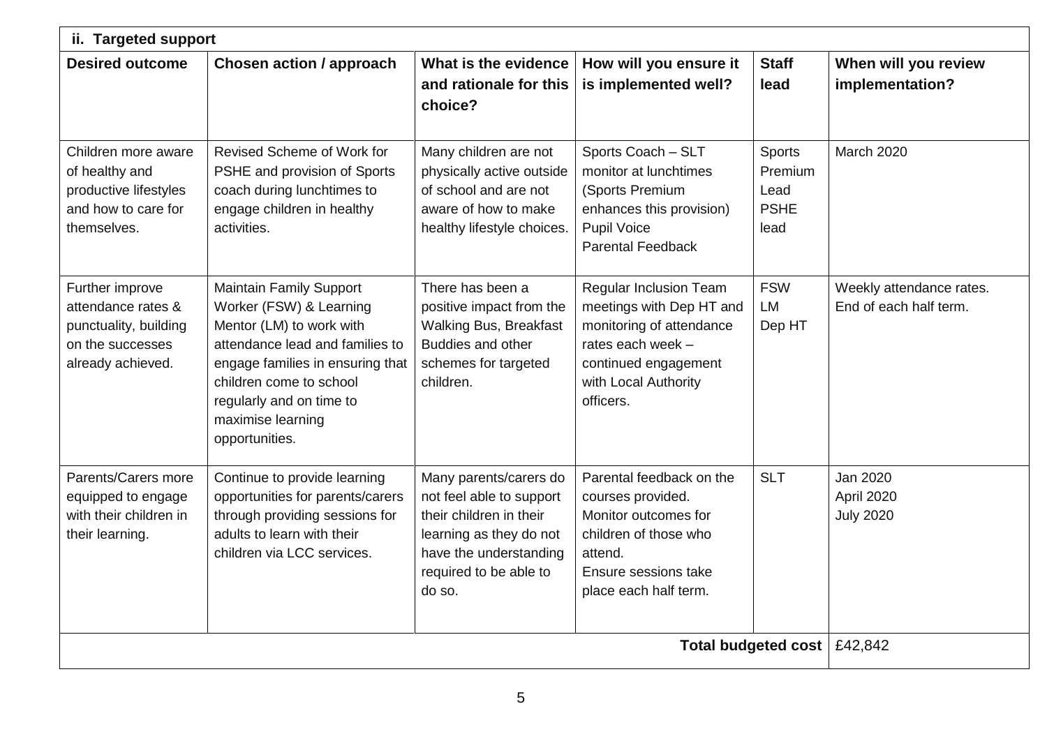## ii. Targeted support

| Desired outcome | Chosen action / approach | What is the evidence and rationale for this choice? | How will you ensure it is implemented well? | Staff lead | When will you review implementation? |
|---|---|---|---|---|---|
| Children more aware of healthy and productive lifestyles and how to care for themselves. | Revised Scheme of Work for PSHE and provision of Sports coach during lunchtimes to engage children in healthy activities. | Many children are not physically active outside of school and are not aware of how to make healthy lifestyle choices. | Sports Coach – SLT monitor at lunchtimes (Sports Premium enhances this provision)<br>Pupil Voice<br>Parental Feedback | Sports Premium Lead<br>PSHE lead | March 2020 |
| Further improve attendance rates & punctuality, building on the successes already achieved. | Maintain Family Support Worker (FSW) & Learning Mentor (LM) to work with attendance lead and families to engage families in ensuring that children come to school regularly and on time to maximise learning opportunities. | There has been a positive impact from the Walking Bus, Breakfast Buddies and other schemes for targeted children. | Regular Inclusion Team meetings with Dep HT and monitoring of attendance rates each week – continued engagement with Local Authority officers. | FSW<br>LM<br>Dep HT | Weekly attendance rates.<br>End of each half term. |
| Parents/Carers more equipped to engage with their children in their learning. | Continue to provide learning opportunities for parents/carers through providing sessions for adults to learn with their children via LCC services. | Many parents/carers do not feel able to support their children in their learning as they do not have the understanding required to be able to do so. | Parental feedback on the courses provided.<br>Monitor outcomes for children of those who attend.<br>Ensure sessions take place each half term. | SLT | Jan 2020<br>April 2020<br>July 2020 |
| | | | | **Total budgeted cost** | £42,842 |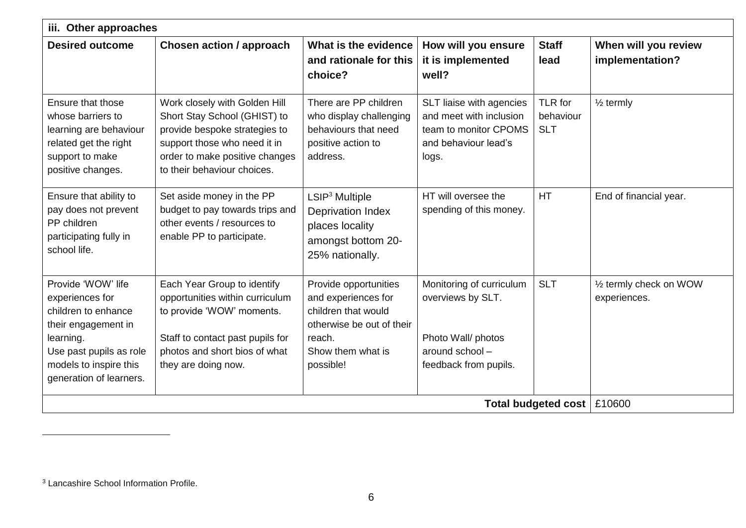### iii. Other approaches

| Desired outcome | Chosen action / approach | What is the evidence and rationale for this choice? | How will you ensure it is implemented well? | Staff lead | When will you review implementation? |
|---|---|---|---|---|---|
| Ensure that those whose barriers to learning are behaviour related get the right support to make positive changes. | Work closely with Golden Hill Short Stay School (GHIST) to provide bespoke strategies to support those who need it in order to make positive changes to their behaviour choices. | There are PP children who display challenging behaviours that need positive action to address. | SLT liaise with agencies and meet with inclusion team to monitor CPOMS and behaviour lead's logs. | TLR for behaviour SLT | ½ termly |
| Ensure that ability to pay does not prevent PP children participating fully in school life. | Set aside money in the PP budget to pay towards trips and other events / resources to enable PP to participate. | LSIP[3] Multiple Deprivation Index places locality amongst bottom 20-25% nationally. | HT will oversee the spending of this money. | HT | End of financial year. |
| Provide 'WOW' life experiences for children to enhance their engagement in learning. Use past pupils as role models to inspire this generation of learners. | Each Year Group to identify opportunities within curriculum to provide 'WOW' moments. Staff to contact past pupils for photos and short bios of what they are doing now. | Provide opportunities and experiences for children that would otherwise be out of their reach. Show them what is possible! | Monitoring of curriculum overviews by SLT. Photo Wall/ photos around school – feedback from pupils. | SLT | ½ termly check on WOW experiences. |
| | | | | **Total budgeted cost** | £10600 |

[3] Lancashire School Information Profile.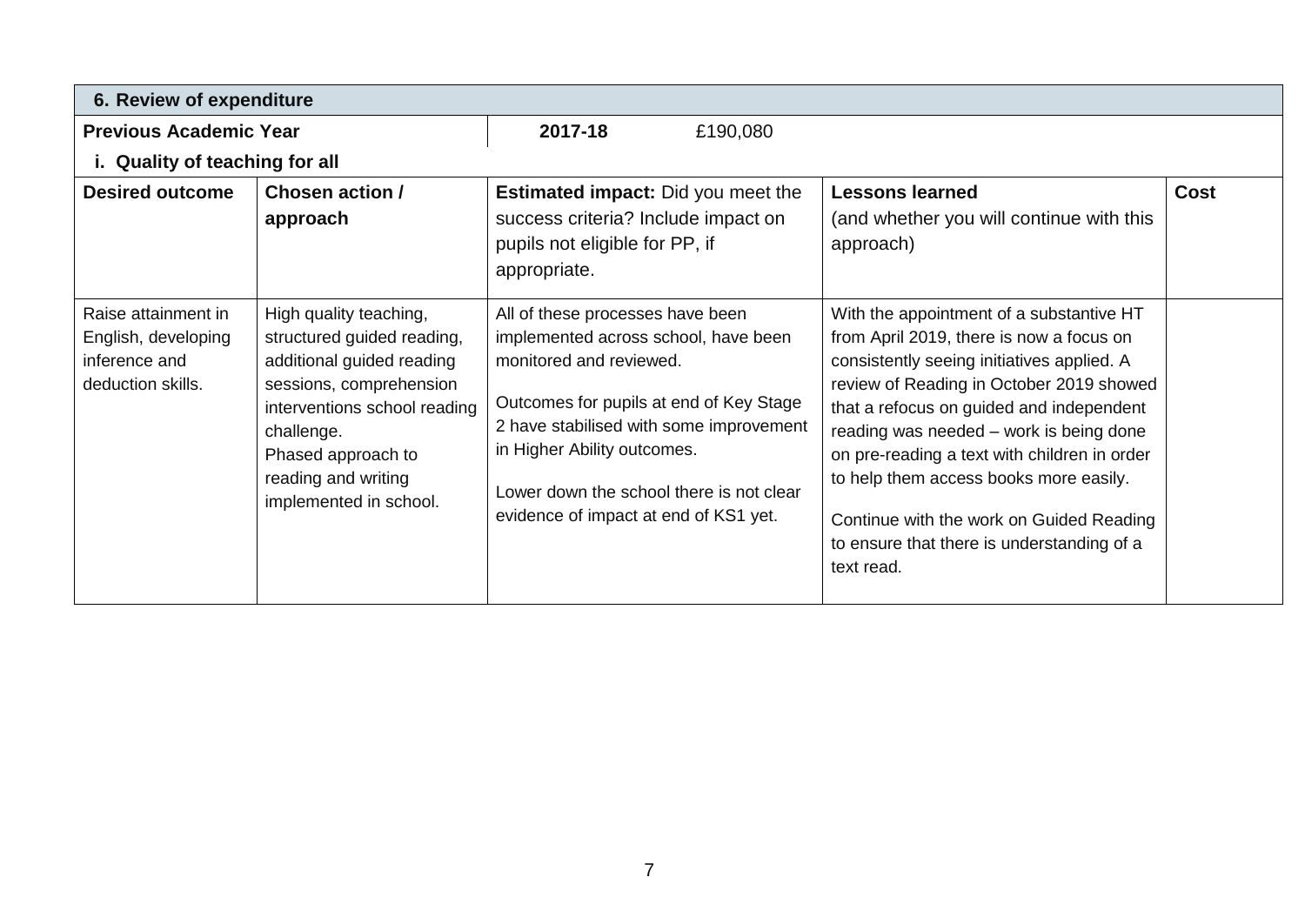## 6. Review of expenditure

| **Previous Academic Year** | **2017-18** £190,080 |
|---|---|

### i. Quality of teaching for all

| **Desired outcome** | **Chosen action / approach** | **Estimated impact:** Did you meet the success criteria? Include impact on pupils not eligible for PP, if appropriate. | **Lessons learned** (and whether you will continue with this approach) | **Cost** |
|---|---|---|---|---|
| Raise attainment in English, developing inference and deduction skills. | High quality teaching, structured guided reading, additional guided reading sessions, comprehension interventions school reading challenge.<br>Phased approach to reading and writing implemented in school. | All of these processes have been implemented across school, have been monitored and reviewed.<br><br>Outcomes for pupils at end of Key Stage 2 have stabilised with some improvement in Higher Ability outcomes.<br><br>Lower down the school there is not clear evidence of impact at end of KS1 yet. | With the appointment of a substantive HT from April 2019, there is now a focus on consistently seeing initiatives applied. A review of Reading in October 2019 showed that a refocus on guided and independent reading was needed – work is being done on pre-reading a text with children in order to help them access books more easily.<br><br>Continue with the work on Guided Reading to ensure that there is understanding of a text read. | |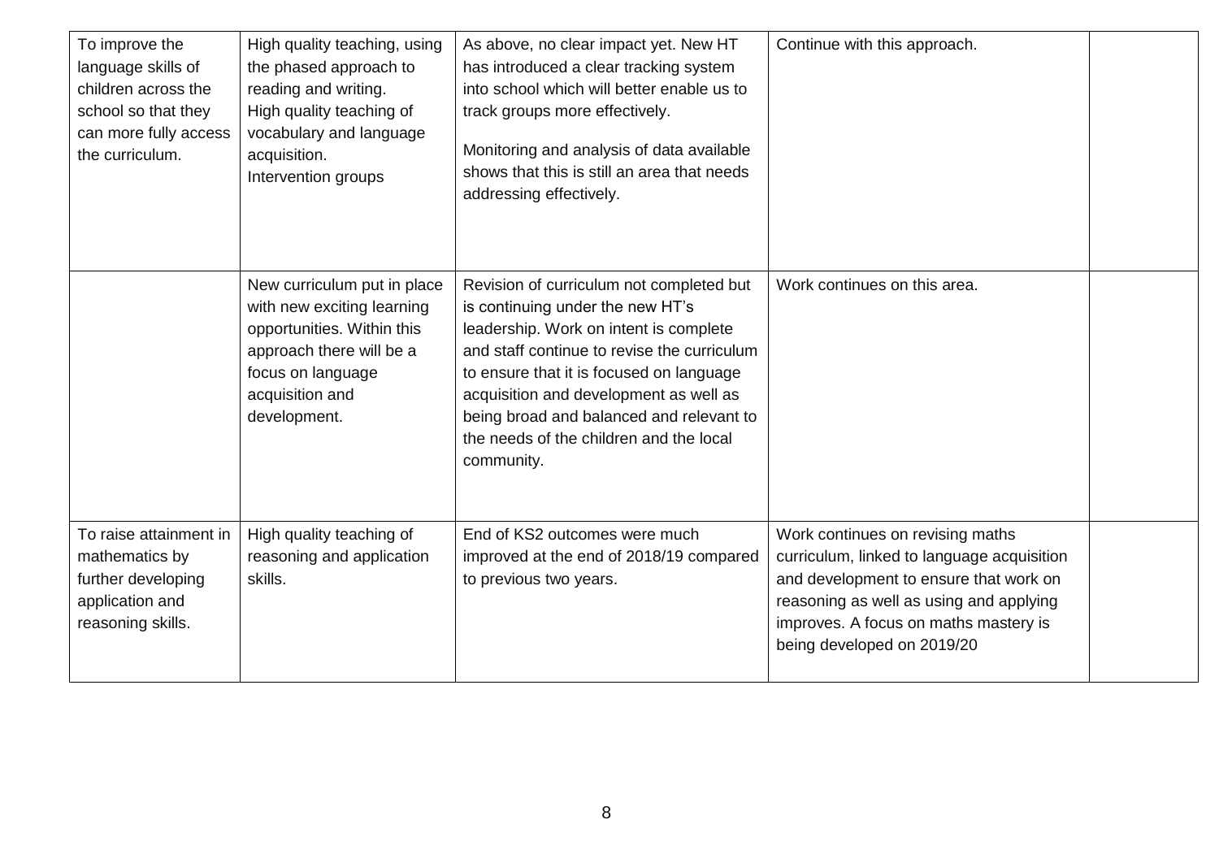| | | | | |
|---|---|---|---|---|
| To improve the language skills of children across the school so that they can more fully access the curriculum. | High quality teaching, using the phased approach to reading and writing.<br>High quality teaching of vocabulary and language acquisition.<br>Intervention groups | As above, no clear impact yet. New HT has introduced a clear tracking system into school which will better enable us to track groups more effectively.<br><br>Monitoring and analysis of data available shows that this is still an area that needs addressing effectively. | Continue with this approach. | |
| | New curriculum put in place with new exciting learning opportunities. Within this approach there will be a focus on language acquisition and development. | Revision of curriculum not completed but is continuing under the new HT's leadership. Work on intent is complete and staff continue to revise the curriculum to ensure that it is focused on language acquisition and development as well as being broad and balanced and relevant to the needs of the children and the local community. | Work continues on this area. | |
| To raise attainment in mathematics by further developing application and reasoning skills. | High quality teaching of reasoning and application skills. | End of KS2 outcomes were much improved at the end of 2018/19 compared to previous two years. | Work continues on revising maths curriculum, linked to language acquisition and development to ensure that work on reasoning as well as using and applying improves. A focus on maths mastery is being developed on 2019/20 | |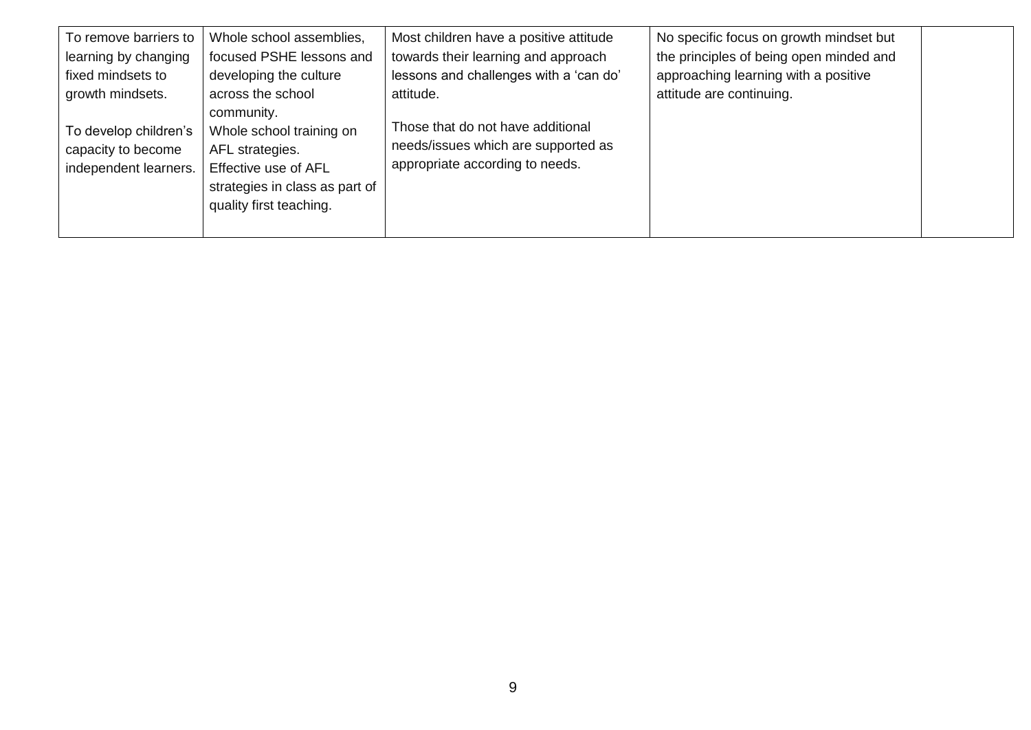| | | | | |
|---|---|---|---|---|
| To remove barriers to learning by changing fixed mindsets to growth mindsets.<br><br>To develop children's capacity to become independent learners. | Whole school assemblies, focused PSHE lessons and developing the culture across the school community.<br>Whole school training on AFL strategies.<br>Effective use of AFL strategies in class as part of quality first teaching. | Most children have a positive attitude towards their learning and approach lessons and challenges with a 'can do' attitude.<br><br>Those that do not have additional needs/issues which are supported as appropriate according to needs. | No specific focus on growth mindset but the principles of being open minded and approaching learning with a positive attitude are continuing. | |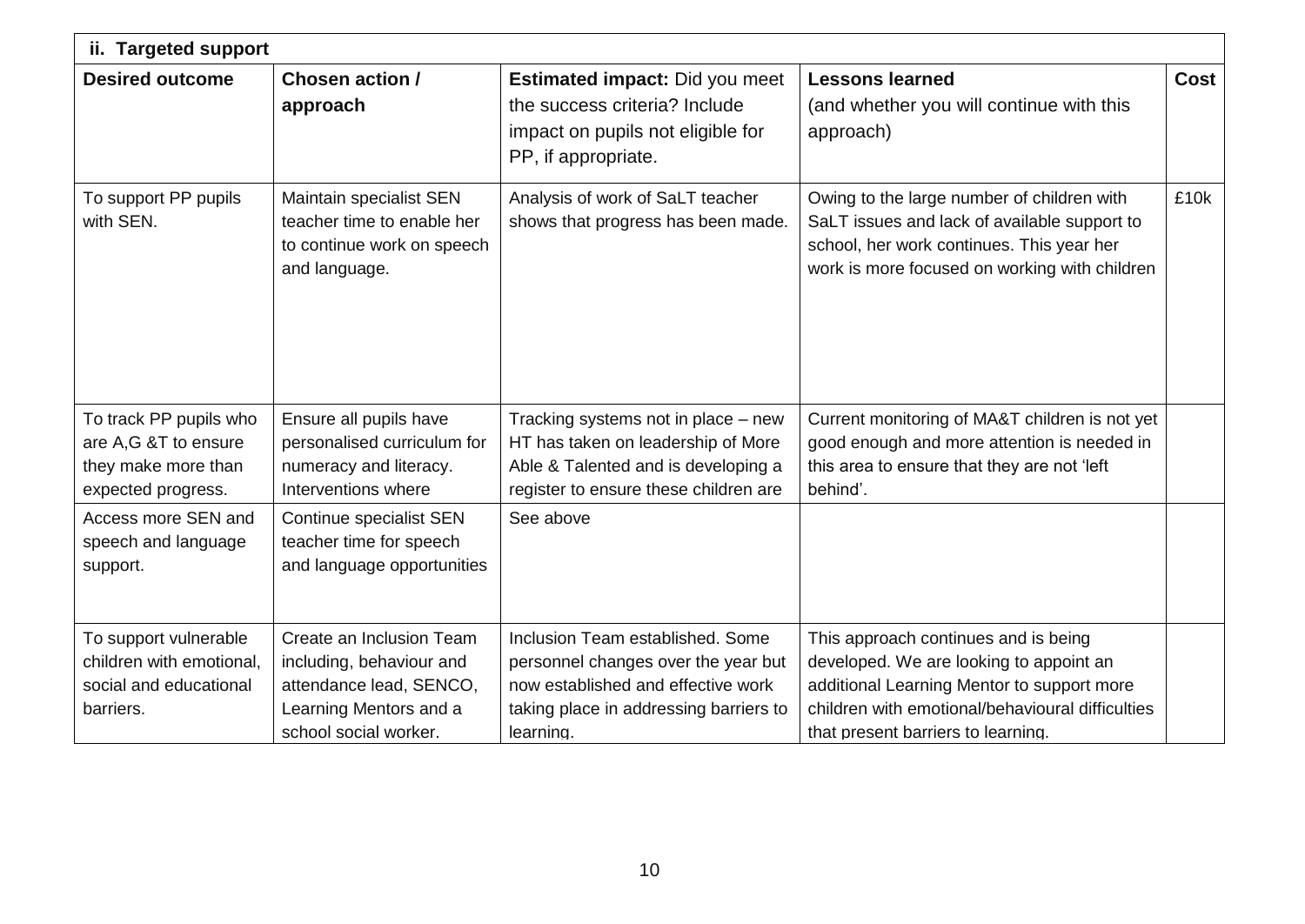| ii. Targeted support | | | | |
|---|---|---|---|---|
| **Desired outcome** | **Chosen action / approach** | **Estimated impact:** Did you meet the success criteria? Include impact on pupils not eligible for PP, if appropriate. | **Lessons learned** (and whether you will continue with this approach) | **Cost** |
| To support PP pupils with SEN. | Maintain specialist SEN teacher time to enable her to continue work on speech and language. | Analysis of work of SaLT teacher shows that progress has been made. | Owing to the large number of children with SaLT issues and lack of available support to school, her work continues. This year her work is more focused on working with children | £10k |
| To track PP pupils who are A,G &T to ensure they make more than expected progress. | Ensure all pupils have personalised curriculum for numeracy and literacy. Interventions where | Tracking systems not in place – new HT has taken on leadership of More Able & Talented and is developing a register to ensure these children are | Current monitoring of MA&T children is not yet good enough and more attention is needed in this area to ensure that they are not 'left behind'. | |
| Access more SEN and speech and language support. | Continue specialist SEN teacher time for speech and language opportunities | See above | | |
| To support vulnerable children with emotional, social and educational barriers. | Create an Inclusion Team including, behaviour and attendance lead, SENCO, Learning Mentors and a school social worker. | Inclusion Team established. Some personnel changes over the year but now established and effective work taking place in addressing barriers to learning. | This approach continues and is being developed. We are looking to appoint an additional Learning Mentor to support more children with emotional/behavioural difficulties that present barriers to learning. | |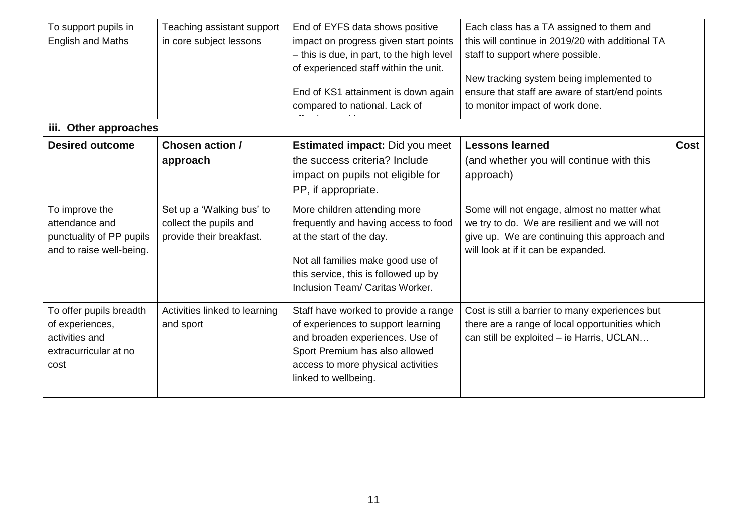| To support pupils in English and Maths | Teaching assistant support in core subject lessons | End of EYFS data shows positive impact on progress given start points – this is due, in part, to the high level of experienced staff within the unit.<br><br>End of KS1 attainment is down again compared to national. Lack of | Each class has a TA assigned to them and this will continue in 2019/20 with additional TA staff to support where possible.<br><br>New tracking system being implemented to ensure that staff are aware of start/end points to monitor impact of work done. | |
|---|---|---|---|---|

### iii. Other approaches

| Desired outcome | Chosen action / approach | Estimated impact: Did you meet the success criteria? Include impact on pupils not eligible for PP, if appropriate. | Lessons learned (and whether you will continue with this approach) | Cost |
|---|---|---|---|---|
| To improve the attendance and punctuality of PP pupils and to raise well-being. | Set up a 'Walking bus' to collect the pupils and provide their breakfast. | More children attending more frequently and having access to food at the start of the day.<br><br>Not all families make good use of this service, this is followed up by Inclusion Team/ Caritas Worker. | Some will not engage, almost no matter what we try to do. We are resilient and we will not give up. We are continuing this approach and will look at if it can be expanded. | |
| To offer pupils breadth of experiences, activities and extracurricular at no cost | Activities linked to learning and sport | Staff have worked to provide a range of experiences to support learning and broaden experiences. Use of Sport Premium has also allowed access to more physical activities linked to wellbeing. | Cost is still a barrier to many experiences but there are a range of local opportunities which can still be exploited – ie Harris, UCLAN… | |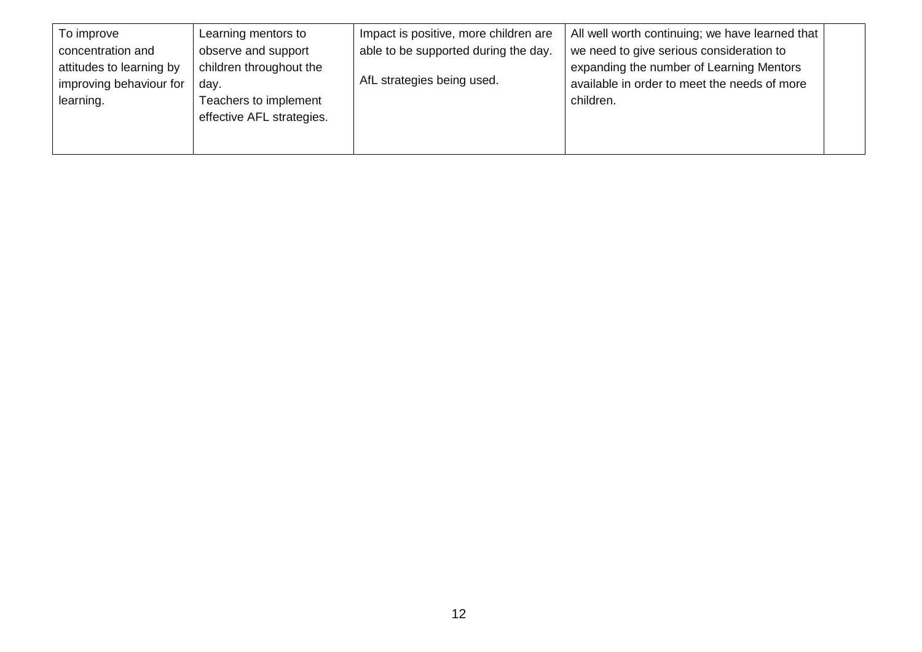| | | | | |
|---|---|---|---|---|
| To improve concentration and attitudes to learning by improving behaviour for learning. | Learning mentors to observe and support children throughout the day.<br>Teachers to implement effective AFL strategies. | Impact is positive, more children are able to be supported during the day.<br><br>AfL strategies being used. | All well worth continuing; we have learned that we need to give serious consideration to expanding the number of Learning Mentors available in order to meet the needs of more children. | |